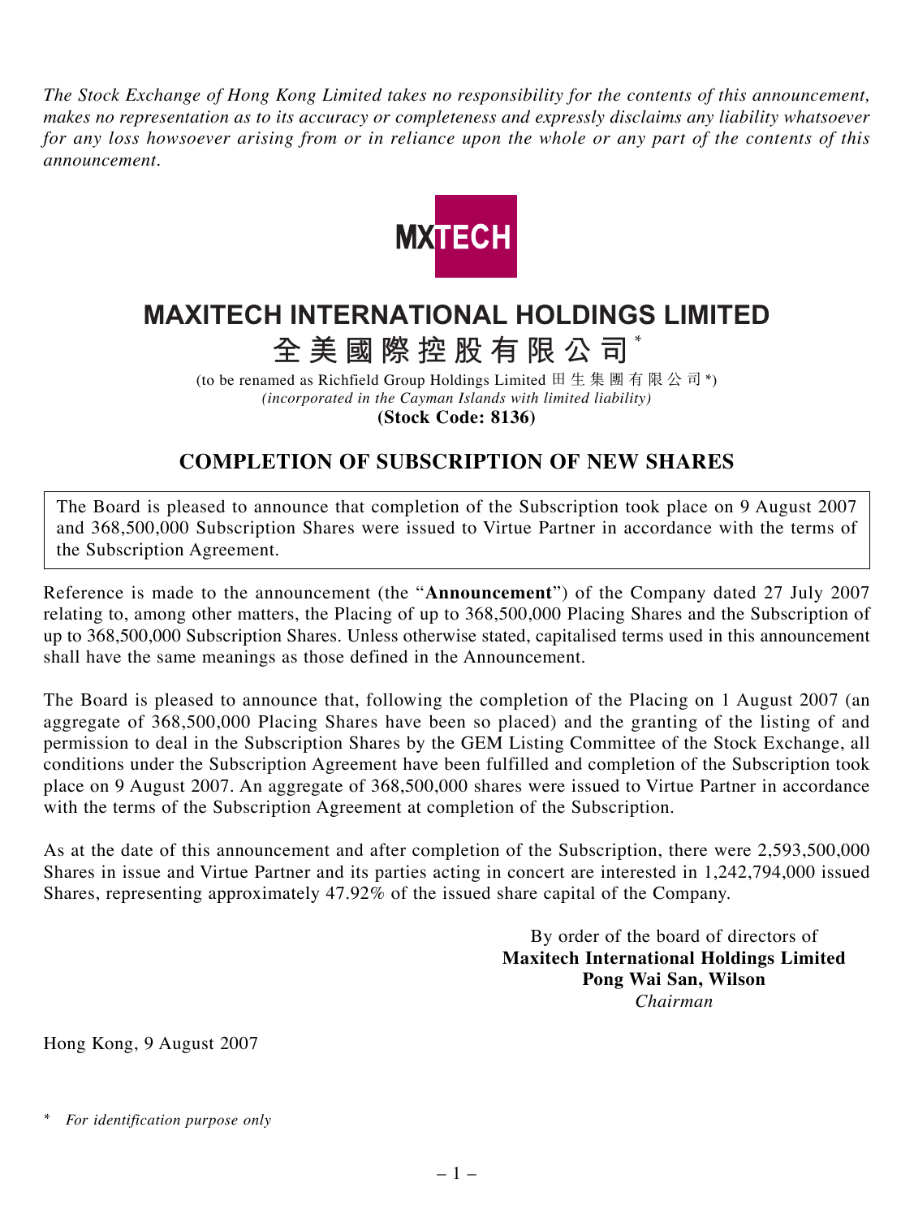*The Stock Exchange of Hong Kong Limited takes no responsibility for the contents of this announcement, makes no representation as to its accuracy or completeness and expressly disclaims any liability whatsoever for any loss howsoever arising from or in reliance upon the whole or any part of the contents of this announcement.*

# MAXITECH INTERNATIONAL HOLDINGS LIMITED

# 全美國際控股有限公司*

(to be renamed as Richfield Group Holdings Limited 田生集團有限公司*)

*(incorporated in the Cayman Islands with limited liability)*

**(Stock Code: 8136)**

## COMPLETION OF SUBSCRIPTION OF NEW SHARES

The Board is pleased to announce that completion of the Subscription took place on 9 August 2007 and 368,500,000 Subscription Shares were issued to Virtue Partner in accordance with the terms of the Subscription Agreement.

Reference is made to the announcement (the "**Announcement**") of the Company dated 27 July 2007 relating to, among other matters, the Placing of up to 368,500,000 Placing Shares and the Subscription of up to 368,500,000 Subscription Shares. Unless otherwise stated, capitalised terms used in this announcement shall have the same meanings as those defined in the Announcement.

The Board is pleased to announce that, following the completion of the Placing on 1 August 2007 (an aggregate of 368,500,000 Placing Shares have been so placed) and the granting of the listing of and permission to deal in the Subscription Shares by the GEM Listing Committee of the Stock Exchange, all conditions under the Subscription Agreement have been fulfilled and completion of the Subscription took place on 9 August 2007. An aggregate of 368,500,000 shares were issued to Virtue Partner in accordance with the terms of the Subscription Agreement at completion of the Subscription.

As at the date of this announcement and after completion of the Subscription, there were 2,593,500,000 Shares in issue and Virtue Partner and its parties acting in concert are interested in 1,242,794,000 issued Shares, representing approximately 47.92% of the issued share capital of the Company.

By order of the board of directors of
**Maxitech International Holdings Limited**
**Pong Wai San, Wilson**
*Chairman*

Hong Kong, 9 August 2007

\* *For identification purpose only*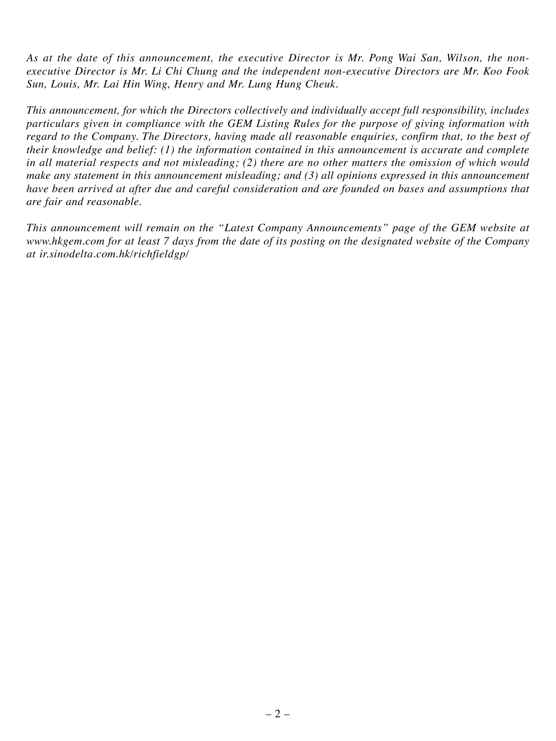*As at the date of this announcement, the executive Director is Mr. Pong Wai San, Wilson, the non-executive Director is Mr. Li Chi Chung and the independent non-executive Directors are Mr. Koo Fook Sun, Louis, Mr. Lai Hin Wing, Henry and Mr. Lung Hung Cheuk.*

*This announcement, for which the Directors collectively and individually accept full responsibility, includes particulars given in compliance with the GEM Listing Rules for the purpose of giving information with regard to the Company. The Directors, having made all reasonable enquiries, confirm that, to the best of their knowledge and belief: (1) the information contained in this announcement is accurate and complete in all material respects and not misleading; (2) there are no other matters the omission of which would make any statement in this announcement misleading; and (3) all opinions expressed in this announcement have been arrived at after due and careful consideration and are founded on bases and assumptions that are fair and reasonable.*

*This announcement will remain on the "Latest Company Announcements" page of the GEM website at www.hkgem.com for at least 7 days from the date of its posting on the designated website of the Company at ir.sinodelta.com.hk/richfieldgp/*